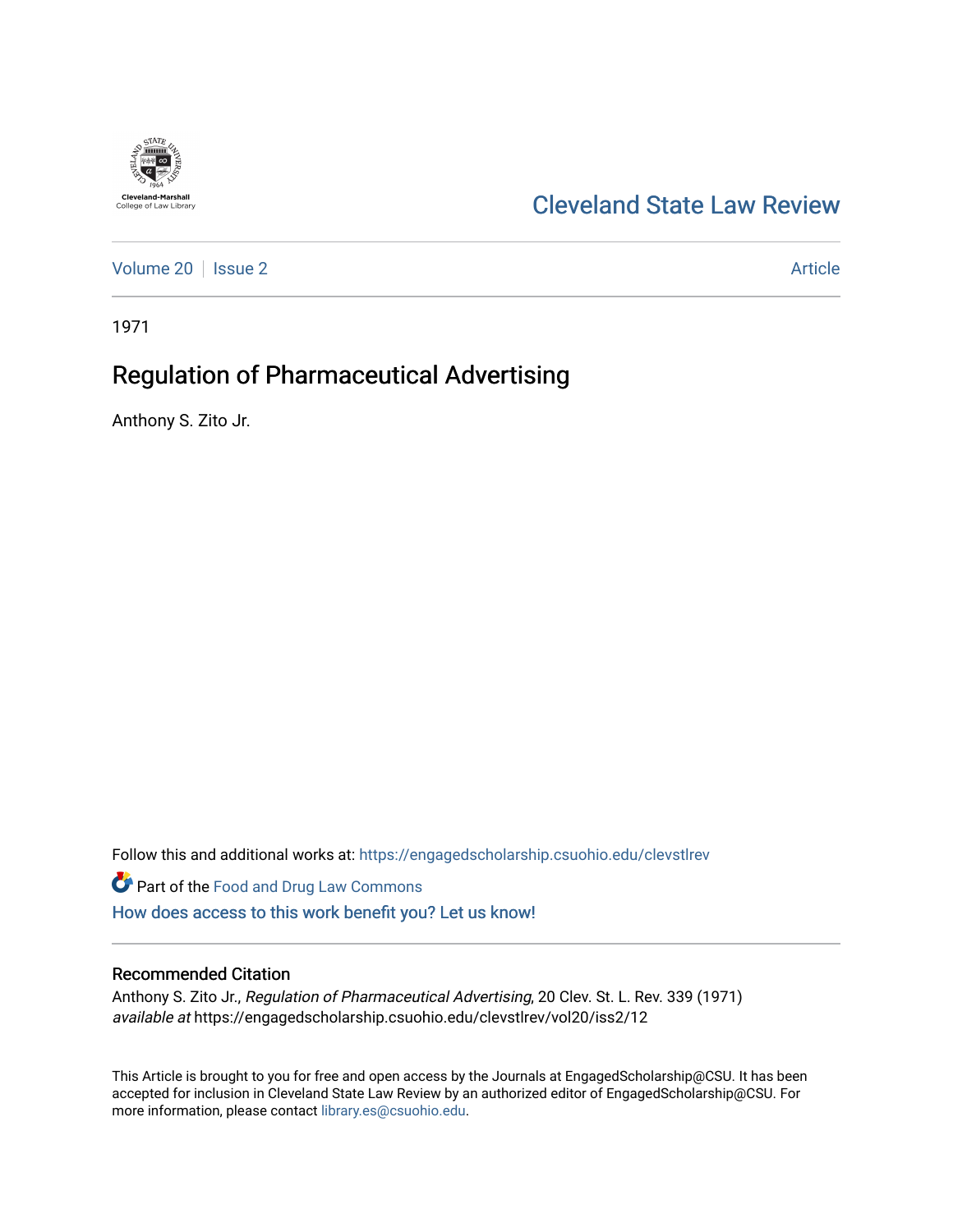Cleveland-Marshall College of Law Library

# Cleveland State Law Review

Volume 20 | Issue 2 | Article

1971

## Regulation of Pharmaceutical Advertising

Anthony S. Zito Jr.

Follow this and additional works at: https://engagedscholarship.csuohio.edu/clevstlrev

Part of the Food and Drug Law Commons

How does access to this work benefit you? Let us know!

### Recommended Citation

Anthony S. Zito Jr., *Regulation of Pharmaceutical Advertising*, 20 Clev. St. L. Rev. 339 (1971) *available at* https://engagedscholarship.csuohio.edu/clevstlrev/vol20/iss2/12

This Article is brought to you for free and open access by the Journals at EngagedScholarship@CSU. It has been accepted for inclusion in Cleveland State Law Review by an authorized editor of EngagedScholarship@CSU. For more information, please contact library.es@csuohio.edu.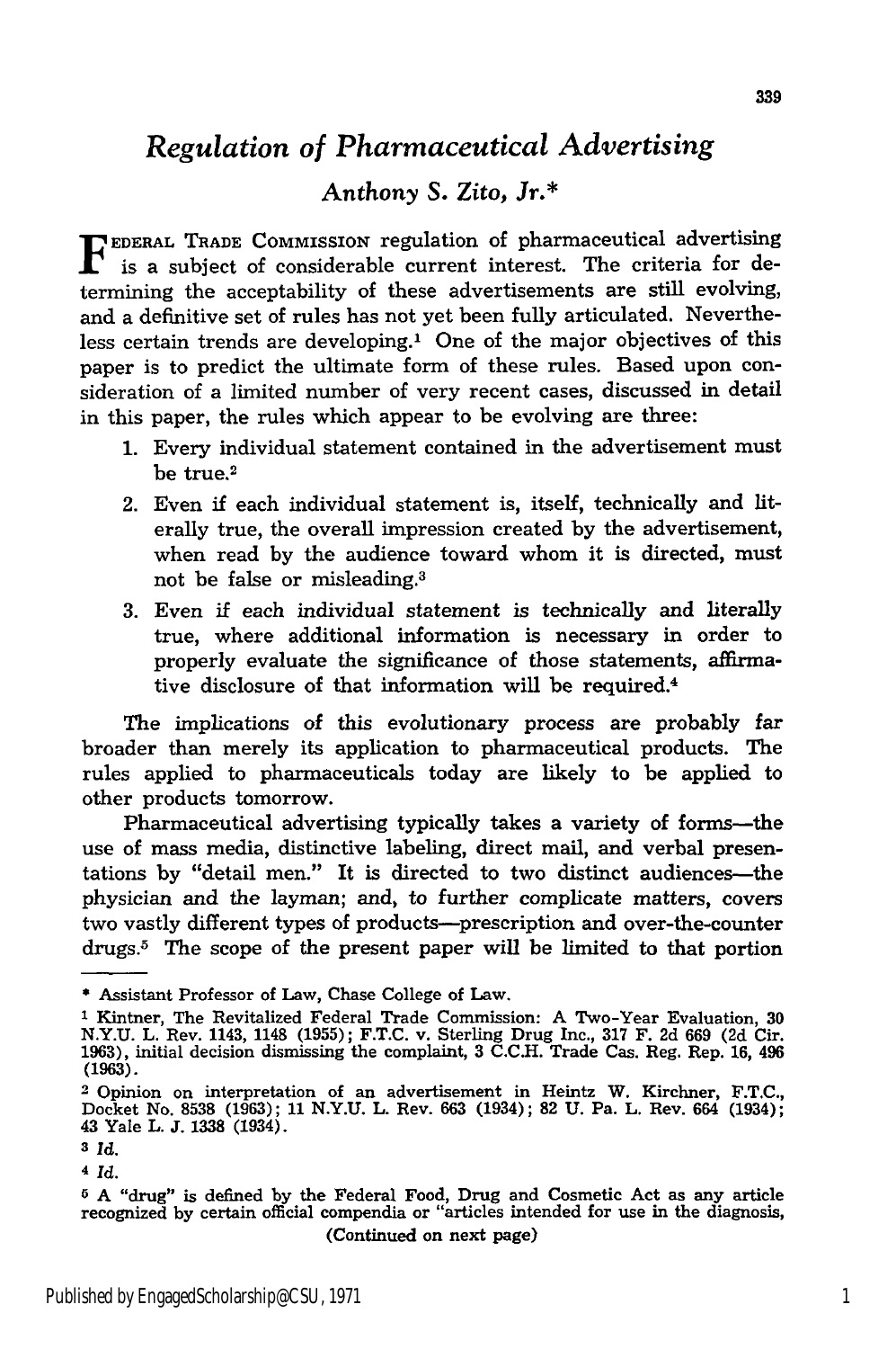# *Regulation of Pharmaceutical Advertising*

*Anthony S. Zito, Jr.**

Federal Trade Commission regulation of pharmaceutical advertising is a subject of considerable current interest. The criteria for determining the acceptability of these advertisements are still evolving, and a definitive set of rules has not yet been fully articulated. Nevertheless certain trends are developing.[1] One of the major objectives of this paper is to predict the ultimate form of these rules. Based upon consideration of a limited number of very recent cases, discussed in detail in this paper, the rules which appear to be evolving are three:

1. Every individual statement contained in the advertisement must be true.[2]
2. Even if each individual statement is, itself, technically and literally true, the overall impression created by the advertisement, when read by the audience toward whom it is directed, must not be false or misleading.[3]
3. Even if each individual statement is technically and literally true, where additional information is necessary in order to properly evaluate the significance of those statements, affirmative disclosure of that information will be required.[4]

The implications of this evolutionary process are probably far broader than merely its application to pharmaceutical products. The rules applied to pharmaceuticals today are likely to be applied to other products tomorrow.

Pharmaceutical advertising typically takes a variety of forms—the use of mass media, distinctive labeling, direct mail, and verbal presentations by "detail men." It is directed to two distinct audiences—the physician and the layman; and, to further complicate matters, covers two vastly different types of products—prescription and over-the-counter drugs.[5] The scope of the present paper will be limited to that portion

---

\* Assistant Professor of Law, Chase College of Law.

[1] Kintner, The Revitalized Federal Trade Commission: A Two-Year Evaluation, 30 N.Y.U. L. Rev. 1143, 1148 (1955); F.T.C. v. Sterling Drug Inc., 317 F. 2d 669 (2d Cir. 1963), initial decision dismissing the complaint, 3 C.C.H. Trade Cas. Reg. Rep. 16, 496 (1963).

[2] Opinion on interpretation of an advertisement in Heintz W. Kirchner, F.T.C., Docket No. 8538 (1963); 11 N.Y.U. L. Rev. 663 (1934); 82 U. Pa. L. Rev. 664 (1934); 43 Yale L. J. 1338 (1934).

[3] *Id.*

[4] *Id.*

[5] A "drug" is defined by the Federal Food, Drug and Cosmetic Act as any article recognized by certain official compendia or "articles intended for use in the diagnosis,

(Continued on next page)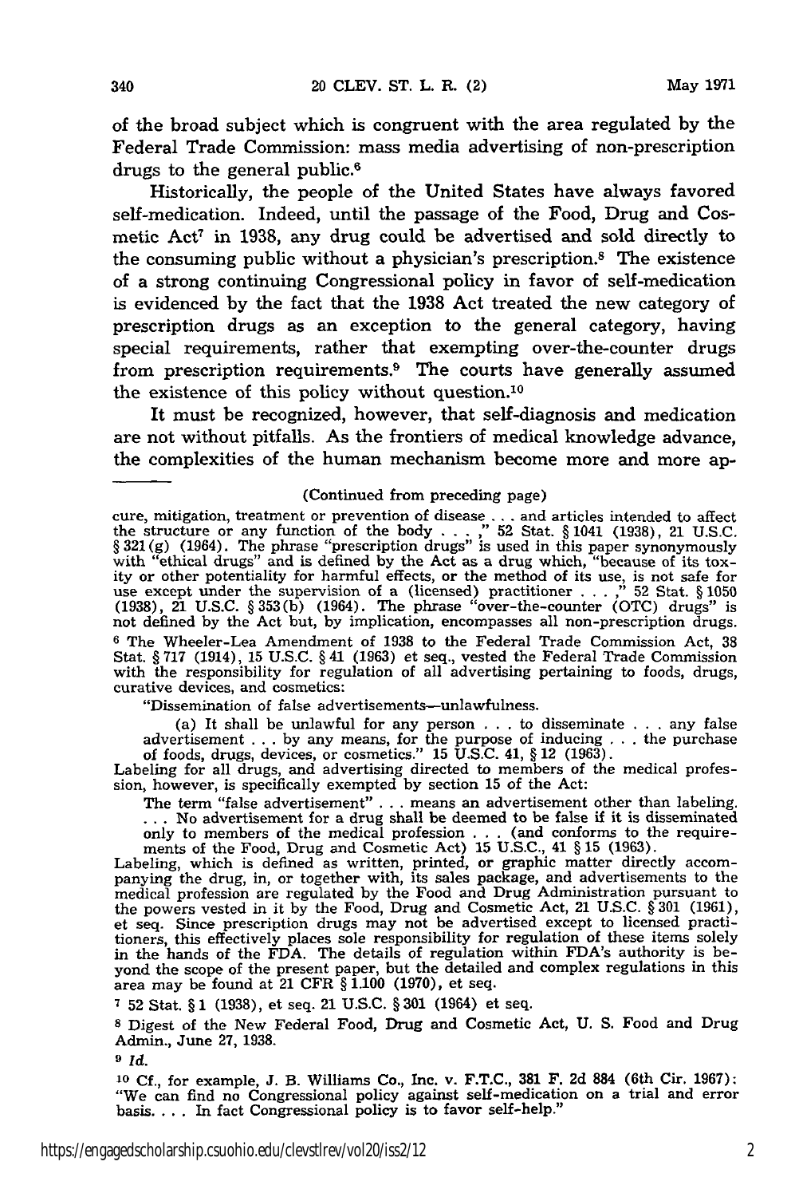of the broad subject which is congruent with the area regulated by the Federal Trade Commission: mass media advertising of non-prescription drugs to the general public.[6]

Historically, the people of the United States have always favored self-medication. Indeed, until the passage of the Food, Drug and Cosmetic Act[7] in 1938, any drug could be advertised and sold directly to the consuming public without a physician's prescription.[8] The existence of a strong continuing Congressional policy in favor of self-medication is evidenced by the fact that the 1938 Act treated the new category of prescription drugs as an exception to the general category, having special requirements, rather that exempting over-the-counter drugs from prescription requirements.[9] The courts have generally assumed the existence of this policy without question.[10]

It must be recognized, however, that self-diagnosis and medication are not without pitfalls. As the frontiers of medical knowledge advance, the complexities of the human mechanism become more and more ap-

---

(Continued from preceding page)

cure, mitigation, treatment or prevention of disease . . . and articles intended to affect the structure or any function of the body . . . ," 52 Stat. § 1041 (1938), 21 U.S.C. § 321(g) (1964). The phrase "prescription drugs" is used in this paper synonymously with "ethical drugs" and is defined by the Act as a drug which, "because of its toxity or other potentiality for harmful effects, or the method of its use, is not safe for use except under the supervision of a (licensed) practitioner . . . ," 52 Stat. § 1050 (1938), 21 U.S.C. § 353(b) (1964). The phrase "over-the-counter (OTC) drugs" is not defined by the Act but, by implication, encompasses all non-prescription drugs.

6 The Wheeler-Lea Amendment of 1938 to the Federal Trade Commission Act, 38 Stat. § 717 (1914), 15 U.S.C. § 41 (1963) et seq., vested the Federal Trade Commission with the responsibility for regulation of all advertising pertaining to foods, drugs, curative devices, and cosmetics:

"Dissemination of false advertisements—unlawfulness.

(a) It shall be unlawful for any person . . . to disseminate . . . any false advertisement . . . by any means, for the purpose of inducing . . . the purchase of foods, drugs, devices, or cosmetics." 15 U.S.C. 41, § 12 (1963).

Labeling for all drugs, and advertising directed to members of the medical profession, however, is specifically exempted by section 15 of the Act:

The term "false advertisement" . . . means an advertisement other than labeling. . . . No advertisement for a drug shall be deemed to be false if it is disseminated only to members of the medical profession . . . (and conforms to the requirements of the Food, Drug and Cosmetic Act) 15 U.S.C., 41 § 15 (1963).

Labeling, which is defined as written, printed, or graphic matter directly accompanying the drug, in, or together with, its sales package, and advertisements to the medical profession are regulated by the Food and Drug Administration pursuant to the powers vested in it by the Food, Drug and Cosmetic Act, 21 U.S.C. § 301 (1961), et seq. Since prescription drugs may not be advertised except to licensed practitioners, this effectively places sole responsibility for regulation of these items solely in the hands of the FDA. The details of regulation within FDA's authority is beyond the scope of the present paper, but the detailed and complex regulations in this area may be found at 21 CFR § 1.100 (1970), et seq.

7 52 Stat. § 1 (1938), et seq. 21 U.S.C. § 301 (1964) et seq.

8 Digest of the New Federal Food, Drug and Cosmetic Act, U. S. Food and Drug Admin., June 27, 1938.

9 *Id.*

10 Cf., for example, J. B. Williams Co., Inc. v. F.T.C., 381 F. 2d 884 (6th Cir. 1967): "We can find no Congressional policy against self-medication on a trial and error basis. . . . In fact Congressional policy is to favor self-help."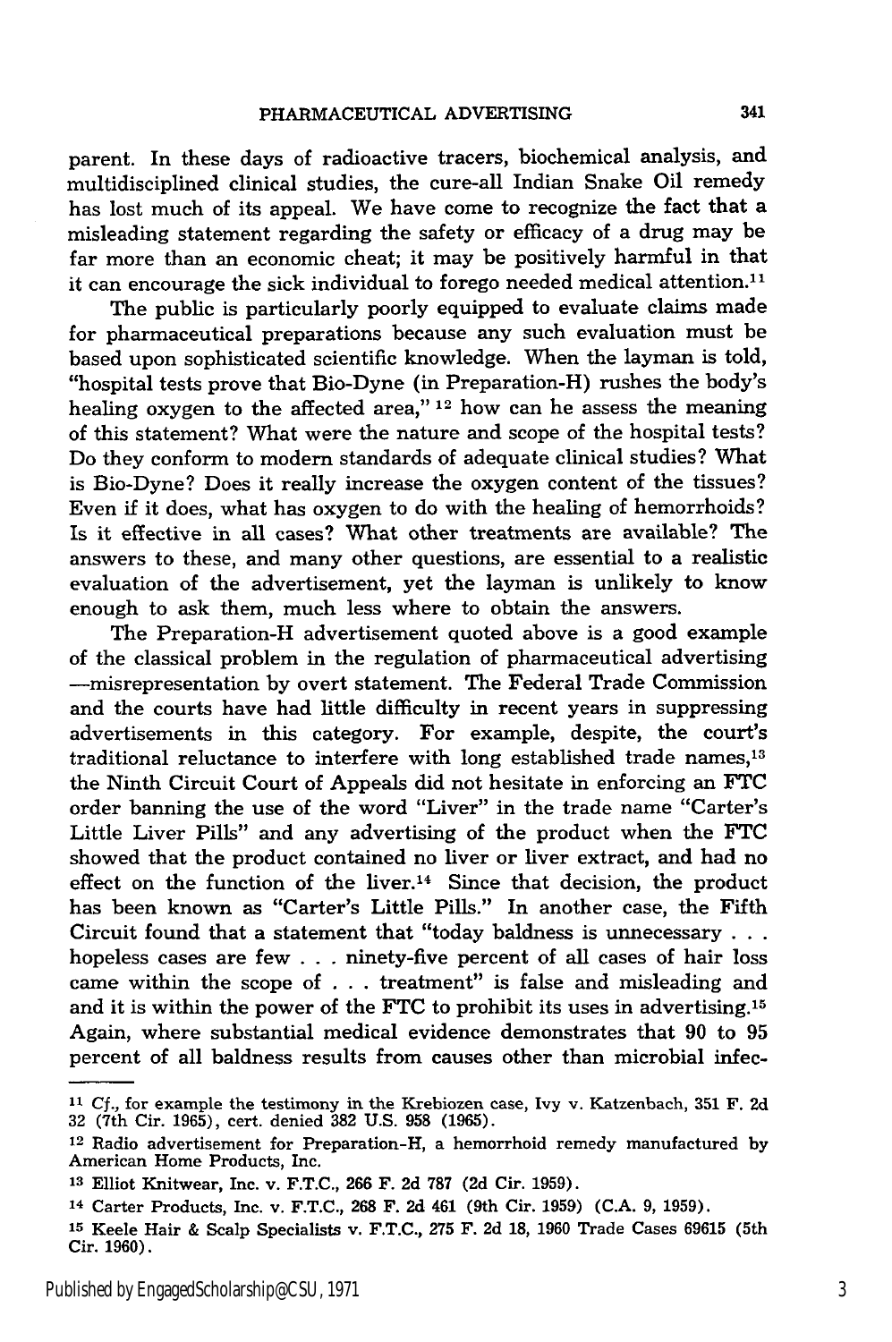parent. In these days of radioactive tracers, biochemical analysis, and multidisciplined clinical studies, the cure-all Indian Snake Oil remedy has lost much of its appeal. We have come to recognize the fact that a misleading statement regarding the safety or efficacy of a drug may be far more than an economic cheat; it may be positively harmful in that it can encourage the sick individual to forego needed medical attention.[11]

The public is particularly poorly equipped to evaluate claims made for pharmaceutical preparations because any such evaluation must be based upon sophisticated scientific knowledge. When the layman is told, "hospital tests prove that Bio-Dyne (in Preparation-H) rushes the body's healing oxygen to the affected area,"[12] how can he assess the meaning of this statement? What were the nature and scope of the hospital tests? Do they conform to modern standards of adequate clinical studies? What is Bio-Dyne? Does it really increase the oxygen content of the tissues? Even if it does, what has oxygen to do with the healing of hemorrhoids? Is it effective in all cases? What other treatments are available? The answers to these, and many other questions, are essential to a realistic evaluation of the advertisement, yet the layman is unlikely to know enough to ask them, much less where to obtain the answers.

The Preparation-H advertisement quoted above is a good example of the classical problem in the regulation of pharmaceutical advertising —misrepresentation by overt statement. The Federal Trade Commission and the courts have had little difficulty in recent years in suppressing advertisements in this category. For example, despite, the court's traditional reluctance to interfere with long established trade names,[13] the Ninth Circuit Court of Appeals did not hesitate in enforcing an FTC order banning the use of the word "Liver" in the trade name "Carter's Little Liver Pills" and any advertising of the product when the FTC showed that the product contained no liver or liver extract, and had no effect on the function of the liver.[14] Since that decision, the product has been known as "Carter's Little Pills." In another case, the Fifth Circuit found that a statement that "today baldness is unnecessary . . . hopeless cases are few . . . ninety-five percent of all cases of hair loss came within the scope of . . . treatment" is false and misleading and and it is within the power of the FTC to prohibit its uses in advertising.[15] Again, where substantial medical evidence demonstrates that 90 to 95 percent of all baldness results from causes other than microbial infec-

---

[11] Cf., for example the testimony in the Krebiozen case, Ivy v. Katzenbach, 351 F. 2d 32 (7th Cir. 1965), cert. denied 382 U.S. 958 (1965).

[12] Radio advertisement for Preparation-H, a hemorrhoid remedy manufactured by American Home Products, Inc.

[13] Elliot Knitwear, Inc. v. F.T.C., 266 F. 2d 787 (2d Cir. 1959).

[14] Carter Products, Inc. v. F.T.C., 268 F. 2d 461 (9th Cir. 1959) (C.A. 9, 1959).

[15] Keele Hair & Scalp Specialists v. F.T.C., 275 F. 2d 18, 1960 Trade Cases 69615 (5th Cir. 1960).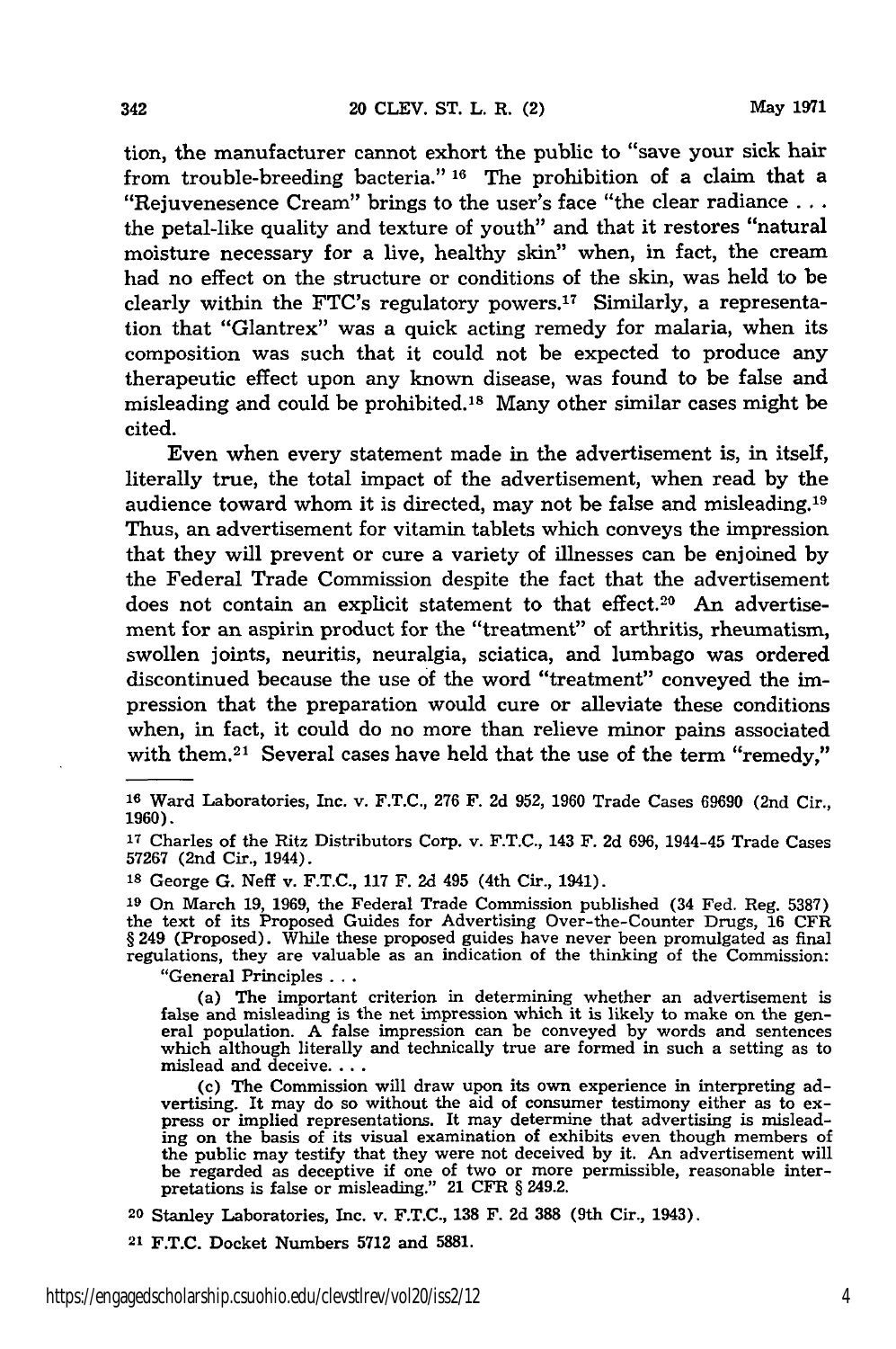tion, the manufacturer cannot exhort the public to "save your sick hair from trouble-breeding bacteria."[16] The prohibition of a claim that a "Rejuvenesence Cream" brings to the user's face "the clear radiance . . . the petal-like quality and texture of youth" and that it restores "natural moisture necessary for a live, healthy skin" when, in fact, the cream had no effect on the structure or conditions of the skin, was held to be clearly within the FTC's regulatory powers.[17] Similarly, a representation that "Glantrex" was a quick acting remedy for malaria, when its composition was such that it could not be expected to produce any therapeutic effect upon any known disease, was found to be false and misleading and could be prohibited.[18] Many other similar cases might be cited.

Even when every statement made in the advertisement is, in itself, literally true, the total impact of the advertisement, when read by the audience toward whom it is directed, may not be false and misleading.[19] Thus, an advertisement for vitamin tablets which conveys the impression that they will prevent or cure a variety of illnesses can be enjoined by the Federal Trade Commission despite the fact that the advertisement does not contain an explicit statement to that effect.[20] An advertisement for an aspirin product for the "treatment" of arthritis, rheumatism, swollen joints, neuritis, neuralgia, sciatica, and lumbago was ordered discontinued because the use of the word "treatment" conveyed the impression that the preparation would cure or alleviate these conditions when, in fact, it could do no more than relieve minor pains associated with them.[21] Several cases have held that the use of the term "remedy,"

---

[16] Ward Laboratories, Inc. v. F.T.C., 276 F. 2d 952, 1960 Trade Cases 69690 (2nd Cir., 1960).

[17] Charles of the Ritz Distributors Corp. v. F.T.C., 143 F. 2d 696, 1944-45 Trade Cases 57267 (2nd Cir., 1944).

[18] George G. Neff v. F.T.C., 117 F. 2d 495 (4th Cir., 1941).

[19] On March 19, 1969, the Federal Trade Commission published (34 Fed. Reg. 5387) the text of its Proposed Guides for Advertising Over-the-Counter Drugs, 16 CFR § 249 (Proposed). While these proposed guides have never been promulgated as final regulations, they are valuable as an indication of the thinking of the Commission:

"General Principles . . .

(a) The important criterion in determining whether an advertisement is false and misleading is the net impression which it is likely to make on the general population. A false impression can be conveyed by words and sentences which although literally and technically true are formed in such a setting as to mislead and deceive. . . .

(c) The Commission will draw upon its own experience in interpreting advertising. It may do so without the aid of consumer testimony either as to express or implied representations. It may determine that advertising is misleading on the basis of its visual examination of exhibits even though members of the public may testify that they were not deceived by it. An advertisement will be regarded as deceptive if one of two or more permissible, reasonable interpretations is false or misleading." 21 CFR § 249.2.

[20] Stanley Laboratories, Inc. v. F.T.C., 138 F. 2d 388 (9th Cir., 1943).

[21] F.T.C. Docket Numbers 5712 and 5881.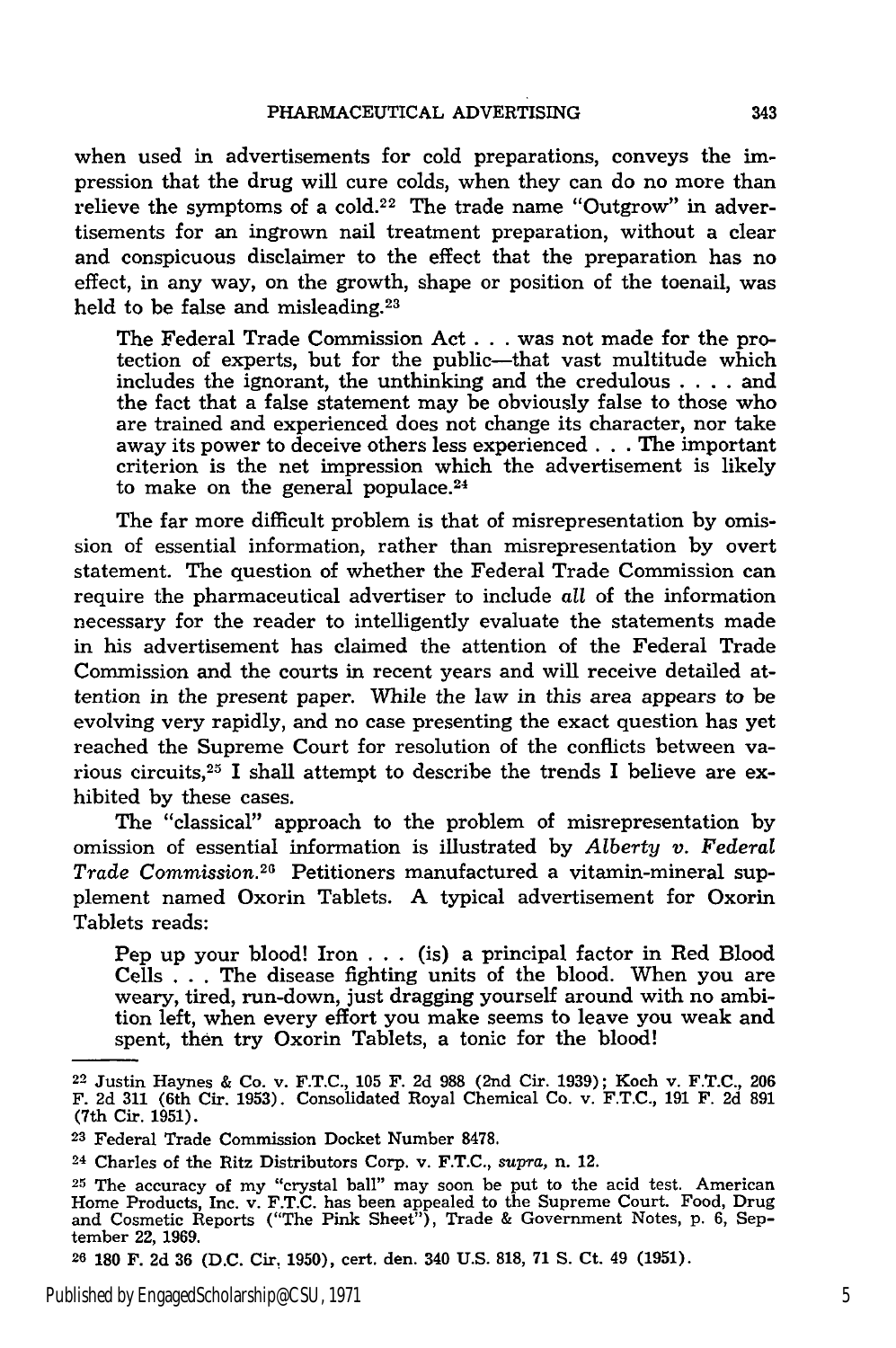when used in advertisements for cold preparations, conveys the impression that the drug will cure colds, when they can do no more than relieve the symptoms of a cold.[22] The trade name "Outgrow" in advertisements for an ingrown nail treatment preparation, without a clear and conspicuous disclaimer to the effect that the preparation has no effect, in any way, on the growth, shape or position of the toenail, was held to be false and misleading.[23]

> The Federal Trade Commission Act . . . was not made for the protection of experts, but for the public—that vast multitude which includes the ignorant, the unthinking and the credulous . . . . and the fact that a false statement may be obviously false to those who are trained and experienced does not change its character, nor take away its power to deceive others less experienced . . . The important criterion is the net impression which the advertisement is likely to make on the general populace.[24]

The far more difficult problem is that of misrepresentation by omission of essential information, rather than misrepresentation by overt statement. The question of whether the Federal Trade Commission can require the pharmaceutical advertiser to include *all* of the information necessary for the reader to intelligently evaluate the statements made in his advertisement has claimed the attention of the Federal Trade Commission and the courts in recent years and will receive detailed attention in the present paper. While the law in this area appears to be evolving very rapidly, and no case presenting the exact question has yet reached the Supreme Court for resolution of the conflicts between various circuits,[25] I shall attempt to describe the trends I believe are exhibited by these cases.

The "classical" approach to the problem of misrepresentation by omission of essential information is illustrated by *Alberty v. Federal Trade Commission.*[26] Petitioners manufactured a vitamin-mineral supplement named Oxorin Tablets. A typical advertisement for Oxorin Tablets reads:

> Pep up your blood! Iron . . . (is) a principal factor in Red Blood Cells . . . The disease fighting units of the blood. When you are weary, tired, run-down, just dragging yourself around with no ambition left, when every effort you make seems to leave you weak and spent, then try Oxorin Tablets, a tonic for the blood!

---

[22] Justin Haynes & Co. v. F.T.C., 105 F. 2d 988 (2nd Cir. 1939); Koch v. F.T.C., 206 F. 2d 311 (6th Cir. 1953). Consolidated Royal Chemical Co. v. F.T.C., 191 F. 2d 891 (7th Cir. 1951).

[23] Federal Trade Commission Docket Number 8478.

[24] Charles of the Ritz Distributors Corp. v. F.T.C., *supra*, n. 12.

[25] The accuracy of my "crystal ball" may soon be put to the acid test. American Home Products, Inc. v. F.T.C. has been appealed to the Supreme Court. Food, Drug and Cosmetic Reports ("The Pink Sheet"), Trade & Government Notes, p. 6, September 22, 1969.

[26] 180 F. 2d 36 (D.C. Cir. 1950), cert. den. 340 U.S. 818, 71 S. Ct. 49 (1951).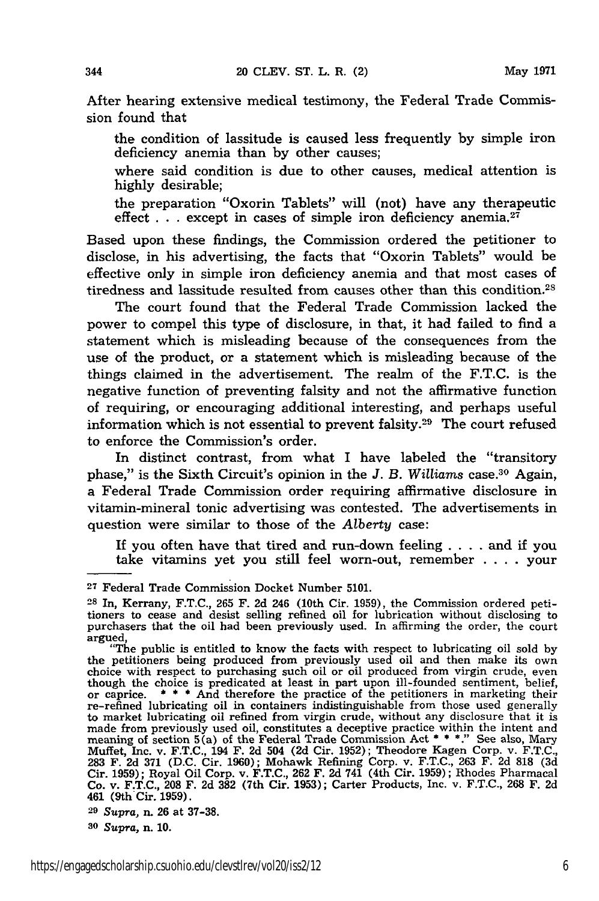After hearing extensive medical testimony, the Federal Trade Commission found that

> the condition of lassitude is caused less frequently by simple iron deficiency anemia than by other causes;
>
> where said condition is due to other causes, medical attention is highly desirable;
>
> the preparation "Oxorin Tablets" will (not) have any therapeutic effect . . . except in cases of simple iron deficiency anemia.[27]

Based upon these findings, the Commission ordered the petitioner to disclose, in his advertising, the facts that "Oxorin Tablets" would be effective only in simple iron deficiency anemia and that most cases of tiredness and lassitude resulted from causes other than this condition.[28]

The court found that the Federal Trade Commission lacked the power to compel this type of disclosure, in that, it had failed to find a statement which is misleading because of the consequences from the use of the product, or a statement which is misleading because of the things claimed in the advertisement. The realm of the F.T.C. is the negative function of preventing falsity and not the affirmative function of requiring, or encouraging additional interesting, and perhaps useful information which is not essential to prevent falsity.[29] The court refused to enforce the Commission's order.

In distinct contrast, from what I have labeled the "transitory phase," is the Sixth Circuit's opinion in the *J. B. Williams* case.[30] Again, a Federal Trade Commission order requiring affirmative disclosure in vitamin-mineral tonic advertising was contested. The advertisements in question were similar to those of the *Alberty* case:

> If you often have that tired and run-down feeling . . . . and if you take vitamins yet you still feel worn-out, remember . . . . your

---

[27] Federal Trade Commission Docket Number 5101.

[28] In, Kerrany, F.T.C., 265 F. 2d 246 (10th Cir. 1959), the Commission ordered petitioners to cease and desist selling refined oil for lubrication without disclosing to purchasers that the oil had been previously used. In affirming the order, the court argued,

"The public is entitled to know the facts with respect to lubricating oil sold by the petitioners being produced from previously used oil and then make its own choice with respect to purchasing such oil or oil produced from virgin crude, even though the choice is predicated at least in part upon ill-founded sentiment, belief, or caprice. * * * And therefore the practice of the petitioners in marketing their re-refined lubricating oil in containers indistinguishable from those used generally to market lubricating oil refined from virgin crude, without any disclosure that it is made from previously used oil, constitutes a deceptive practice within the intent and meaning of section 5(a) of the Federal Trade Commission Act * * *." See also, Mary Muffet, Inc. v. F.T.C., 194 F. 2d 504 (2d Cir. 1952); Theodore Kagen Corp. v. F.T.C., 283 F. 2d 371 (D.C. Cir. 1960); Mohawk Refining Corp. v. F.T.C., 263 F. 2d 818 (3d Cir. 1959); Royal Oil Corp. v. F.T.C., 262 F. 2d 741 (4th Cir. 1959); Rhodes Pharmacal Co. v. F.T.C., 208 F. 2d 382 (7th Cir. 1953); Carter Products, Inc. v. F.T.C., 268 F. 2d 461 (9th Cir. 1959).

[29] *Supra*, n. 26 at 37-38.

[30] *Supra*, n. 10.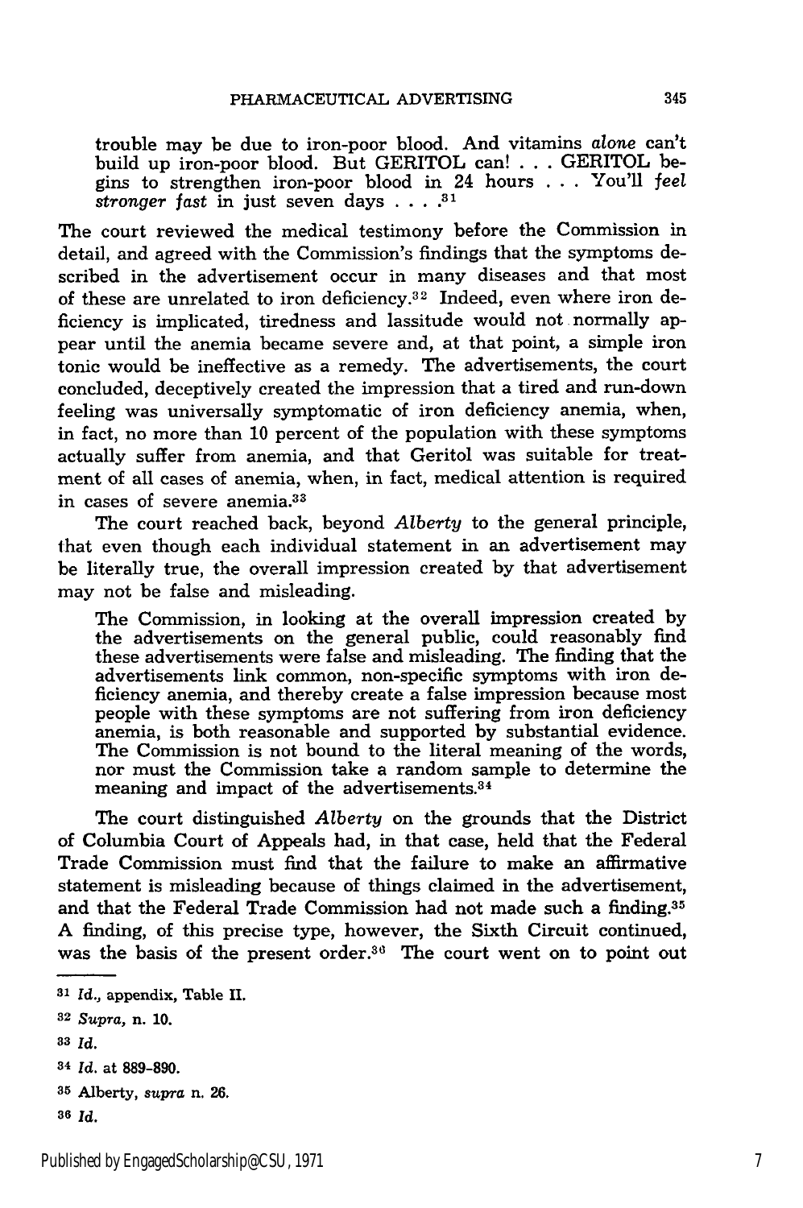trouble may be due to iron-poor blood. And vitamins *alone* can't build up iron-poor blood. But GERITOL can! . . . GERITOL begins to strengthen iron-poor blood in 24 hours . . . You'll *feel stronger fast* in just seven days . . . .[31]

The court reviewed the medical testimony before the Commission in detail, and agreed with the Commission's findings that the symptoms described in the advertisement occur in many diseases and that most of these are unrelated to iron deficiency.[32] Indeed, even where iron deficiency is implicated, tiredness and lassitude would not normally appear until the anemia became severe and, at that point, a simple iron tonic would be ineffective as a remedy. The advertisements, the court concluded, deceptively created the impression that a tired and run-down feeling was universally symptomatic of iron deficiency anemia, when, in fact, no more than 10 percent of the population with these symptoms actually suffer from anemia, and that Geritol was suitable for treatment of all cases of anemia, when, in fact, medical attention is required in cases of severe anemia.[33]

The court reached back, beyond *Alberty* to the general principle, that even though each individual statement in an advertisement may be literally true, the overall impression created by that advertisement may not be false and misleading.

> The Commission, in looking at the overall impression created by the advertisements on the general public, could reasonably find these advertisements were false and misleading. The finding that the advertisements link common, non-specific symptoms with iron deficiency anemia, and thereby create a false impression because most people with these symptoms are not suffering from iron deficiency anemia, is both reasonable and supported by substantial evidence. The Commission is not bound to the literal meaning of the words, nor must the Commission take a random sample to determine the meaning and impact of the advertisements.[34]

The court distinguished *Alberty* on the grounds that the District of Columbia Court of Appeals had, in that case, held that the Federal Trade Commission must find that the failure to make an affirmative statement is misleading because of things claimed in the advertisement, and that the Federal Trade Commission had not made such a finding.[35] A finding, of this precise type, however, the Sixth Circuit continued, was the basis of the present order.[36] The court went on to point out

---

[31] *Id.*, appendix, Table II.

[32] *Supra*, n. 10.

[33] *Id.*

[34] *Id.* at 889-890.

[35] Alberty, *supra* n. 26.

[36] *Id.*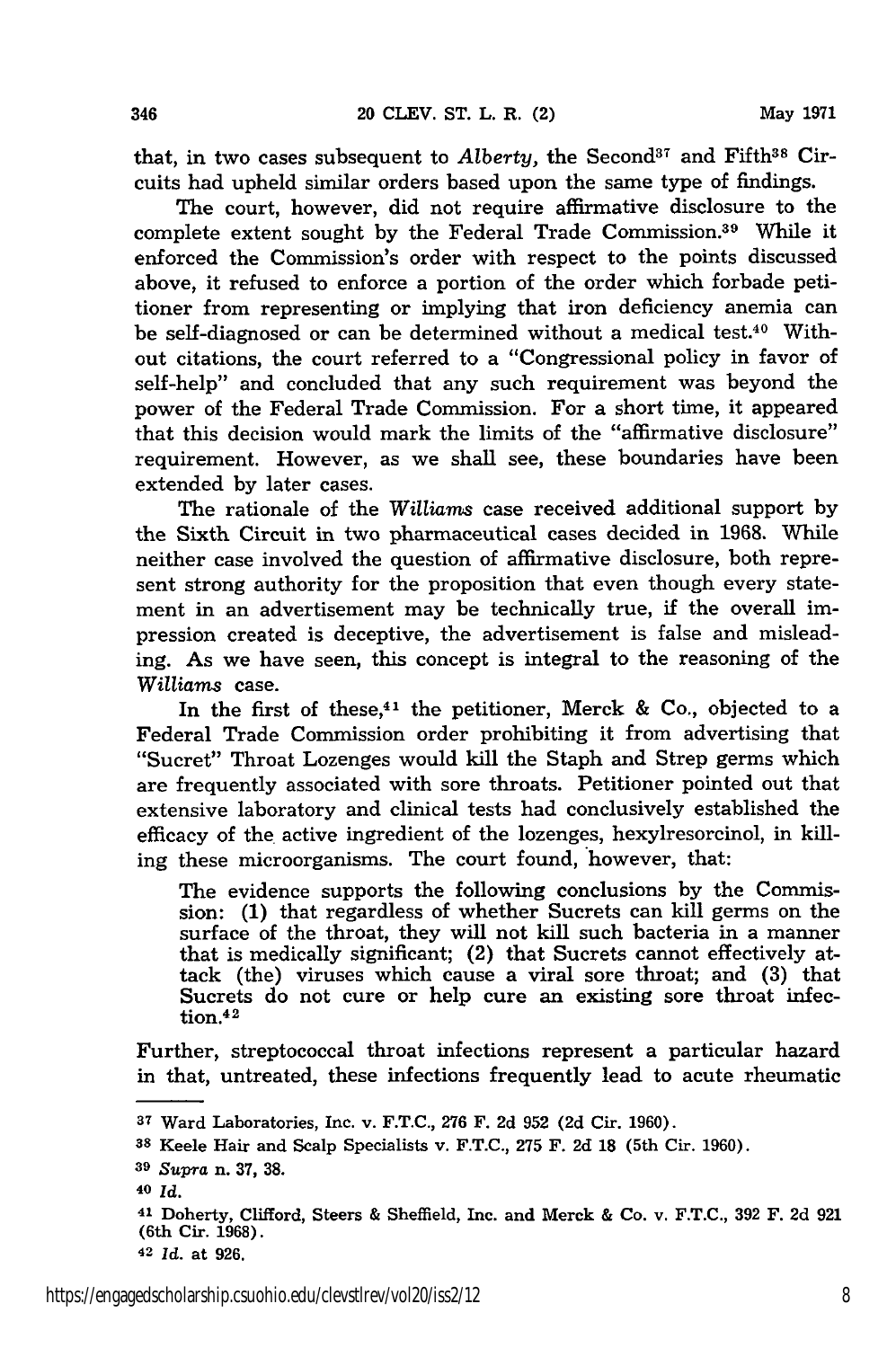that, in two cases subsequent to *Alberty*, the Second[37] and Fifth[38] Circuits had upheld similar orders based upon the same type of findings.

The court, however, did not require affirmative disclosure to the complete extent sought by the Federal Trade Commission.[39] While it enforced the Commission's order with respect to the points discussed above, it refused to enforce a portion of the order which forbade petitioner from representing or implying that iron deficiency anemia can be self-diagnosed or can be determined without a medical test.[40] Without citations, the court referred to a "Congressional policy in favor of self-help" and concluded that any such requirement was beyond the power of the Federal Trade Commission. For a short time, it appeared that this decision would mark the limits of the "affirmative disclosure" requirement. However, as we shall see, these boundaries have been extended by later cases.

The rationale of the *Williams* case received additional support by the Sixth Circuit in two pharmaceutical cases decided in 1968. While neither case involved the question of affirmative disclosure, both represent strong authority for the proposition that even though every statement in an advertisement may be technically true, if the overall impression created is deceptive, the advertisement is false and misleading. As we have seen, this concept is integral to the reasoning of the *Williams* case.

In the first of these,[41] the petitioner, Merck & Co., objected to a Federal Trade Commission order prohibiting it from advertising that "Sucret" Throat Lozenges would kill the Staph and Strep germs which are frequently associated with sore throats. Petitioner pointed out that extensive laboratory and clinical tests had conclusively established the efficacy of the active ingredient of the lozenges, hexylresorcinol, in killing these microorganisms. The court found, however, that:

> The evidence supports the following conclusions by the Commission: (1) that regardless of whether Sucrets can kill germs on the surface of the throat, they will not kill such bacteria in a manner that is medically significant; (2) that Sucrets cannot effectively attack (the) viruses which cause a viral sore throat; and (3) that Sucrets do not cure or help cure an existing sore throat infection.[42]

Further, streptococcal throat infections represent a particular hazard in that, untreated, these infections frequently lead to acute rheumatic

---

[37] Ward Laboratories, Inc. v. F.T.C., 276 F. 2d 952 (2d Cir. 1960).

[38] Keele Hair and Scalp Specialists v. F.T.C., 275 F. 2d 18 (5th Cir. 1960).

[39] *Supra* n. 37, 38.

[40] *Id.*

[41] Doherty, Clifford, Steers & Sheffield, Inc. and Merck & Co. v. F.T.C., 392 F. 2d 921 (6th Cir. 1968).

[42] *Id.* at 926.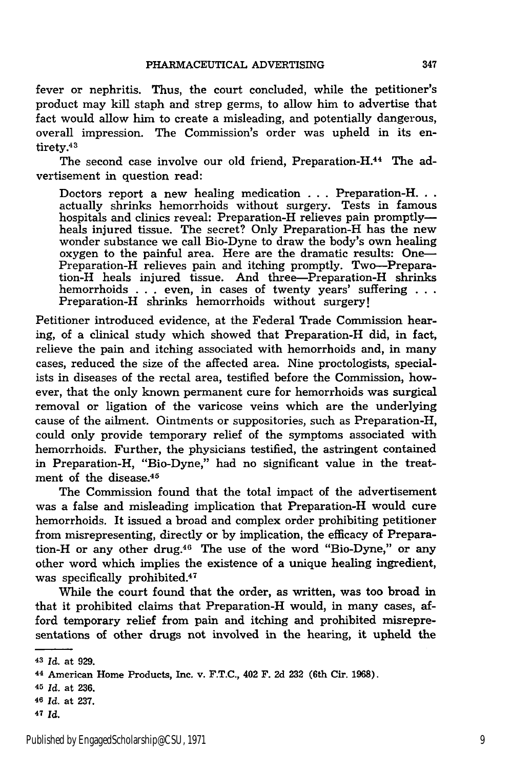fever or nephritis. Thus, the court concluded, while the petitioner's product may kill staph and strep germs, to allow him to advertise that fact would allow him to create a misleading, and potentially dangerous, overall impression. The Commission's order was upheld in its entirety.[43]

The second case involve our old friend, Preparation-H.[44] The advertisement in question read:

> Doctors report a new healing medication . . . Preparation-H. . . actually shrinks hemorrhoids without surgery. Tests in famous hospitals and clinics reveal: Preparation-H relieves pain promptly—heals injured tissue. The secret? Only Preparation-H has the new wonder substance we call Bio-Dyne to draw the body's own healing oxygen to the painful area. Here are the dramatic results: One—Preparation-H relieves pain and itching promptly. Two—Preparation-H heals injured tissue. And three—Preparation-H shrinks hemorrhoids . . . even, in cases of twenty years' suffering . . . Preparation-H shrinks hemorrhoids without surgery!

Petitioner introduced evidence, at the Federal Trade Commission hearing, of a clinical study which showed that Preparation-H did, in fact, relieve the pain and itching associated with hemorrhoids and, in many cases, reduced the size of the affected area. Nine proctologists, specialists in diseases of the rectal area, testified before the Commission, however, that the only known permanent cure for hemorrhoids was surgical removal or ligation of the varicose veins which are the underlying cause of the ailment. Ointments or suppositories, such as Preparation-H, could only provide temporary relief of the symptoms associated with hemorrhoids. Further, the physicians testified, the astringent contained in Preparation-H, "Bio-Dyne," had no significant value in the treatment of the disease.[45]

The Commission found that the total impact of the advertisement was a false and misleading implication that Preparation-H would cure hemorrhoids. It issued a broad and complex order prohibiting petitioner from misrepresenting, directly or by implication, the efficacy of Preparation-H or any other drug.[46] The use of the word "Bio-Dyne," or any other word which implies the existence of a unique healing ingredient, was specifically prohibited.[47]

While the court found that the order, as written, was too broad in that it prohibited claims that Preparation-H would, in many cases, afford temporary relief from pain and itching and prohibited misrepresentations of other drugs not involved in the hearing, it upheld the

---

[43] *Id.* at 929.

[44] American Home Products, Inc. v. F.T.C., 402 F. 2d 232 (6th Cir. 1968).

[45] *Id.* at 236.

[46] *Id.* at 237.

[47] *Id.*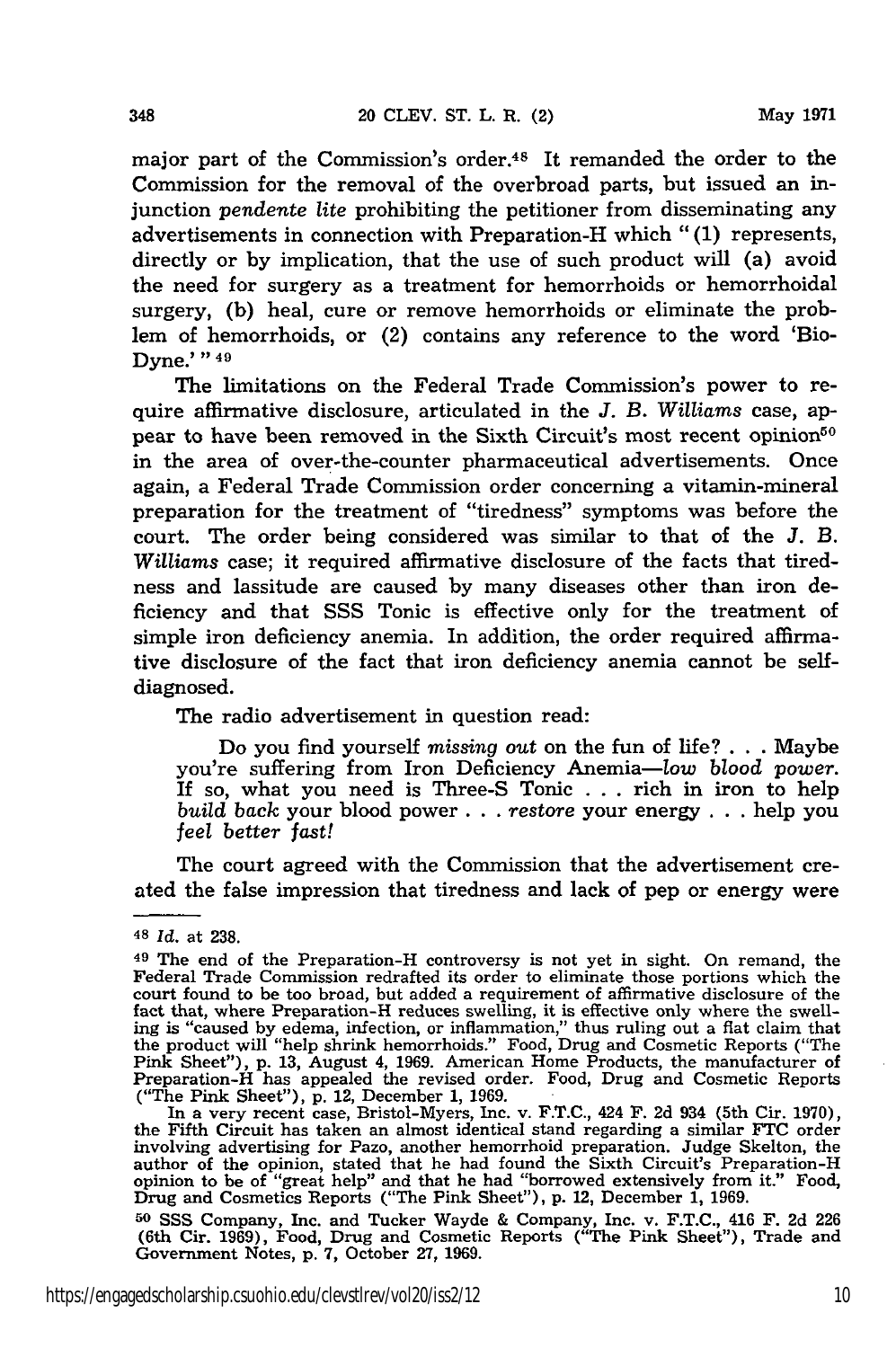major part of the Commission's order.[48] It remanded the order to the Commission for the removal of the overbroad parts, but issued an injunction *pendente lite* prohibiting the petitioner from disseminating any advertisements in connection with Preparation-H which "(1) represents, directly or by implication, that the use of such product will (a) avoid the need for surgery as a treatment for hemorrhoids or hemorrhoidal surgery, (b) heal, cure or remove hemorrhoids or eliminate the problem of hemorrhoids, or (2) contains any reference to the word 'Bio-Dyne.'"[49]

The limitations on the Federal Trade Commission's power to require affirmative disclosure, articulated in the *J. B. Williams* case, appear to have been removed in the Sixth Circuit's most recent opinion[50] in the area of over-the-counter pharmaceutical advertisements. Once again, a Federal Trade Commission order concerning a vitamin-mineral preparation for the treatment of "tiredness" symptoms was before the court. The order being considered was similar to that of the *J. B. Williams* case; it required affirmative disclosure of the facts that tiredness and lassitude are caused by many diseases other than iron deficiency and that SSS Tonic is effective only for the treatment of simple iron deficiency anemia. In addition, the order required affirmative disclosure of the fact that iron deficiency anemia cannot be self-diagnosed.

The radio advertisement in question read:

> Do you find yourself *missing out* on the fun of life? . . . Maybe you're suffering from Iron Deficiency Anemia—*low blood power.* If so, what you need is Three-S Tonic . . . rich in iron to help *build back* your blood power . . . *restore* your energy . . . help you *feel better fast!*

The court agreed with the Commission that the advertisement created the false impression that tiredness and lack of pep or energy were

---

[48] *Id.* at 238.

[49] The end of the Preparation-H controversy is not yet in sight. On remand, the Federal Trade Commission redrafted its order to eliminate those portions which the court found to be too broad, but added a requirement of affirmative disclosure of the fact that, where Preparation-H reduces swelling, it is effective only where the swelling is "caused by edema, infection, or inflammation," thus ruling out a flat claim that the product will "help shrink hemorrhoids." Food, Drug and Cosmetic Reports ("The Pink Sheet"), p. 13, August 4, 1969. American Home Products, the manufacturer of Preparation-H has appealed the revised order. Food, Drug and Cosmetic Reports ("The Pink Sheet"), p. 12, December 1, 1969.

In a very recent case, Bristol-Myers, Inc. v. F.T.C., 424 F. 2d 934 (5th Cir. 1970), the Fifth Circuit has taken an almost identical stand regarding a similar FTC order involving advertising for Pazo, another hemorrhoid preparation. Judge Skelton, the author of the opinion, stated that he had found the Sixth Circuit's Preparation-H opinion to be of "great help" and that he had "borrowed extensively from it." Food, Drug and Cosmetics Reports ("The Pink Sheet"), p. 12, December 1, 1969.

[50] SSS Company, Inc. and Tucker Wayde & Company, Inc. v. F.T.C., 416 F. 2d 226 (6th Cir. 1969), Food, Drug and Cosmetic Reports ("The Pink Sheet"), Trade and Government Notes, p. 7, October 27, 1969.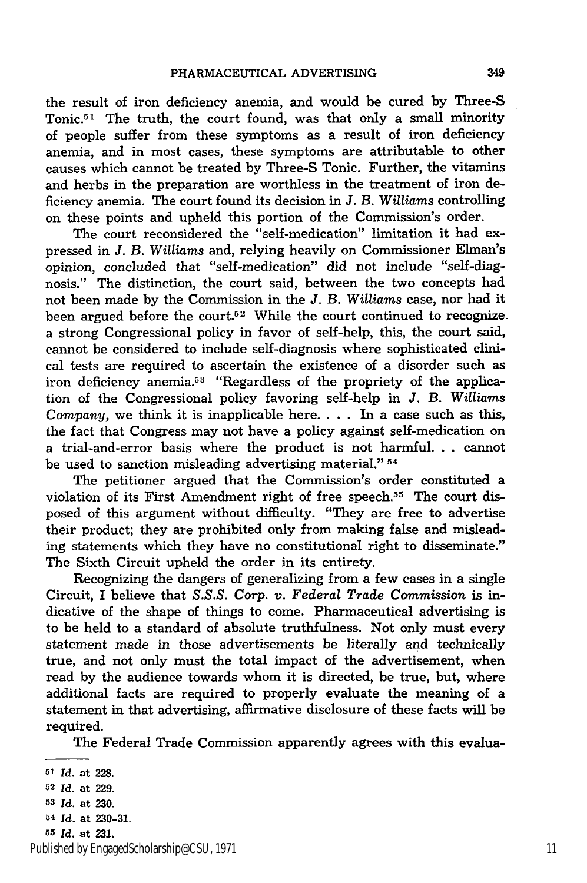the result of iron deficiency anemia, and would be cured by Three-S Tonic.[51] The truth, the court found, was that only a small minority of people suffer from these symptoms as a result of iron deficiency anemia, and in most cases, these symptoms are attributable to other causes which cannot be treated by Three-S Tonic. Further, the vitamins and herbs in the preparation are worthless in the treatment of iron deficiency anemia. The court found its decision in *J. B. Williams* controlling on these points and upheld this portion of the Commission's order.

The court reconsidered the "self-medication" limitation it had expressed in *J. B. Williams* and, relying heavily on Commissioner Elman's opinion, concluded that "self-medication" did not include "self-diagnosis." The distinction, the court said, between the two concepts had not been made by the Commission in the *J. B. Williams* case, nor had it been argued before the court.[52] While the court continued to recognize a strong Congressional policy in favor of self-help, this, the court said, cannot be considered to include self-diagnosis where sophisticated clinical tests are required to ascertain the existence of a disorder such as iron deficiency anemia.[53] "Regardless of the propriety of the application of the Congressional policy favoring self-help in *J. B. Williams Company*, we think it is inapplicable here. . . . In a case such as this, the fact that Congress may not have a policy against self-medication on a trial-and-error basis where the product is not harmful. . . cannot be used to sanction misleading advertising material."[54]

The petitioner argued that the Commission's order constituted a violation of its First Amendment right of free speech.[55] The court disposed of this argument without difficulty. "They are free to advertise their product; they are prohibited only from making false and misleading statements which they have no constitutional right to disseminate." The Sixth Circuit upheld the order in its entirety.

Recognizing the dangers of generalizing from a few cases in a single Circuit, I believe that *S.S.S. Corp. v. Federal Trade Commission* is indicative of the shape of things to come. Pharmaceutical advertising is to be held to a standard of absolute truthfulness. Not only must every statement made in those advertisements be literally and technically true, and not only must the total impact of the advertisement, when read by the audience towards whom it is directed, be true, but, where additional facts are required to properly evaluate the meaning of a statement in that advertising, affirmative disclosure of these facts will be required.

The Federal Trade Commission apparently agrees with this evalua-

---

[51] *Id.* at 228.

[52] *Id.* at 229.

[53] *Id.* at 230.

[54] *Id.* at 230-31.

[55] *Id.* at 231.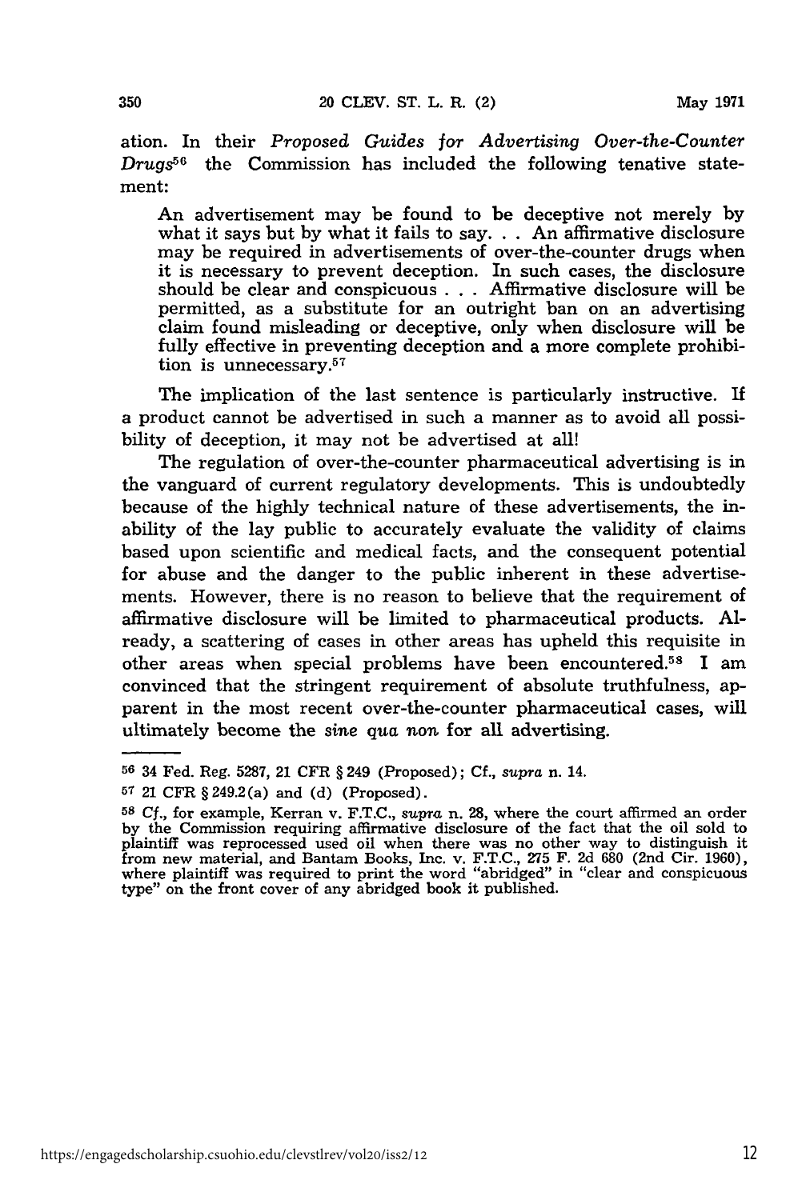ation. In their *Proposed Guides for Advertising Over-the-Counter Drugs*[56] the Commission has included the following tenative statement:

> An advertisement may be found to be deceptive not merely by what it says but by what it fails to say. . . An affirmative disclosure may be required in advertisements of over-the-counter drugs when it is necessary to prevent deception. In such cases, the disclosure should be clear and conspicuous . . . Affirmative disclosure will be permitted, as a substitute for an outright ban on an advertising claim found misleading or deceptive, only when disclosure will be fully effective in preventing deception and a more complete prohibition is unnecessary.[57]

The implication of the last sentence is particularly instructive. If a product cannot be advertised in such a manner as to avoid all possibility of deception, it may not be advertised at all!

The regulation of over-the-counter pharmaceutical advertising is in the vanguard of current regulatory developments. This is undoubtedly because of the highly technical nature of these advertisements, the inability of the lay public to accurately evaluate the validity of claims based upon scientific and medical facts, and the consequent potential for abuse and the danger to the public inherent in these advertisements. However, there is no reason to believe that the requirement of affirmative disclosure will be limited to pharmaceutical products. Already, a scattering of cases in other areas has upheld this requisite in other areas when special problems have been encountered.[58] I am convinced that the stringent requirement of absolute truthfulness, apparent in the most recent over-the-counter pharmaceutical cases, will ultimately become the *sine qua non* for all advertising.

---

[56] 34 Fed. Reg. 5287, 21 CFR § 249 (Proposed); Cf., *supra* n. 14.

[57] 21 CFR § 249.2(a) and (d) (Proposed).

[58] Cf., for example, Kerran v. F.T.C., *supra* n. 28, where the court affirmed an order by the Commission requiring affirmative disclosure of the fact that the oil sold to plaintiff was reprocessed used oil when there was no other way to distinguish it from new material, and Bantam Books, Inc. v. F.T.C., 275 F. 2d 680 (2nd Cir. 1960), where plaintiff was required to print the word "abridged" in "clear and conspicuous type" on the front cover of any abridged book it published.